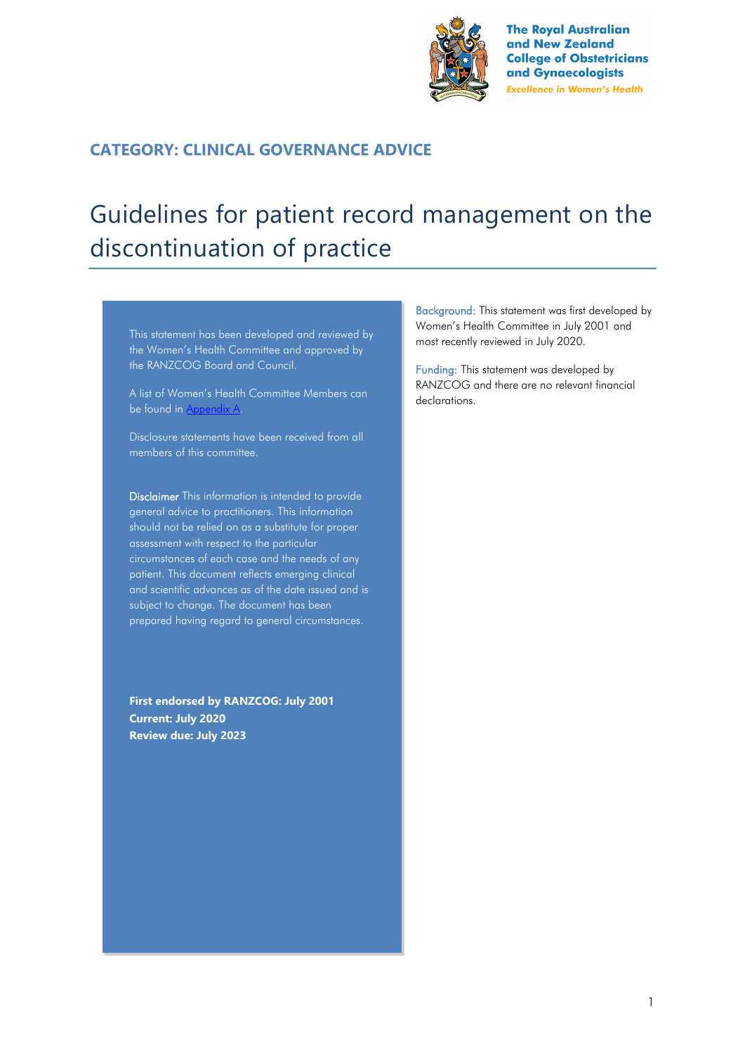The Royal Australian and New Zealand College of Obstetricians and Gynaecologists

*Excellence in Women's Health*

**CATEGORY: CLINICAL GOVERNANCE ADVICE**

# Guidelines for patient record management on the discontinuation of practice

This statement has been developed and reviewed by the Women's Health Committee and approved by the RANZCOG Board and Council.

A list of Women's Health Committee Members can be found in [Appendix A](#).

Disclosure statements have been received from all members of this committee.

**Disclaimer** This information is intended to provide general advice to practitioners. This information should not be relied on as a substitute for proper assessment with respect to the particular circumstances of each case and the needs of any patient. This document reflects emerging clinical and scientific advances as of the date issued and is subject to change. The document has been prepared having regard to general circumstances.

**First endorsed by RANZCOG: July 2001**
**Current: July 2020**
**Review due: July 2023**

Background: This statement was first developed by Women's Health Committee in July 2001 and most recently reviewed in July 2020.

Funding: This statement was developed by RANZCOG and there are no relevant financial declarations.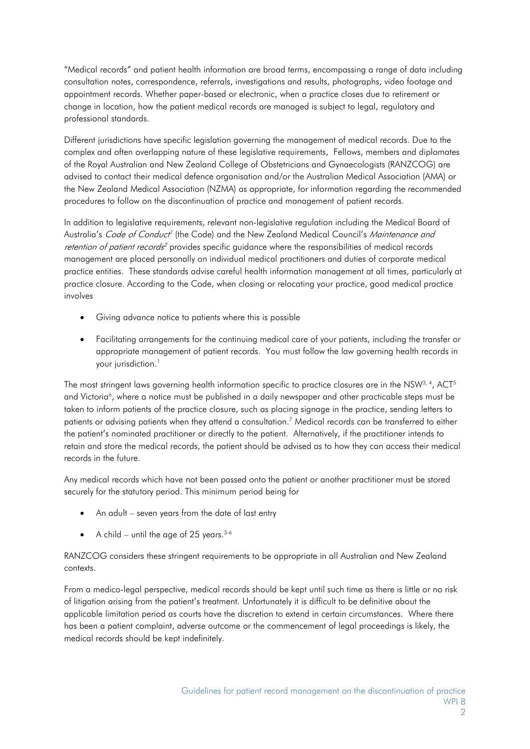"Medical records" and patient health information are broad terms, encompassing a range of data including consultation notes, correspondence, referrals, investigations and results, photographs, video footage and appointment records. Whether paper-based or electronic, when a practice closes due to retirement or change in location, how the patient medical records are managed is subject to legal, regulatory and professional standards.

Different jurisdictions have specific legislation governing the management of medical records. Due to the complex and often overlapping nature of these legislative requirements, Fellows, members and diplomates of the Royal Australian and New Zealand College of Obstetricians and Gynaecologists (RANZCOG) are advised to contact their medical defence organisation and/or the Australian Medical Association (AMA) or the New Zealand Medical Association (NZMA) as appropriate, for information regarding the recommended procedures to follow on the discontinuation of practice and management of patient records.

In addition to legislative requirements, relevant non-legislative regulation including the Medical Board of Australia's *Code of Conduct*[1] (the Code) and the New Zealand Medical Council's *Maintenance and retention of patient records*[2] provides specific guidance where the responsibilities of medical records management are placed personally on individual medical practitioners and duties of corporate medical practice entities. These standards advise careful health information management at all times, particularly at practice closure. According to the Code, when closing or relocating your practice, good medical practice involves

- Giving advance notice to patients where this is possible
- Facilitating arrangements for the continuing medical care of your patients, including the transfer or appropriate management of patient records. You must follow the law governing health records in your jurisdiction.[1]

The most stringent laws governing health information specific to practice closures are in the NSW[3, 4], ACT[5] and Victoria[6], where a notice must be published in a daily newspaper and other practicable steps must be taken to inform patients of the practice closure, such as placing signage in the practice, sending letters to patients or advising patients when they attend a consultation.[7] Medical records can be transferred to either the patient's nominated practitioner or directly to the patient. Alternatively, if the practitioner intends to retain and store the medical records, the patient should be advised as to how they can access their medical records in the future.

Any medical records which have not been passed onto the patient or another practitioner must be stored securely for the statutory period. This minimum period being for

- An adult – seven years from the date of last entry
- A child – until the age of 25 years.[3-6]

RANZCOG considers these stringent requirements to be appropriate in all Australian and New Zealand contexts.

From a medico-legal perspective, medical records should be kept until such time as there is little or no risk of litigation arising from the patient's treatment. Unfortunately it is difficult to be definitive about the applicable limitation period as courts have the discretion to extend in certain circumstances. Where there has been a patient complaint, adverse outcome or the commencement of legal proceedings is likely, the medical records should be kept indefinitely.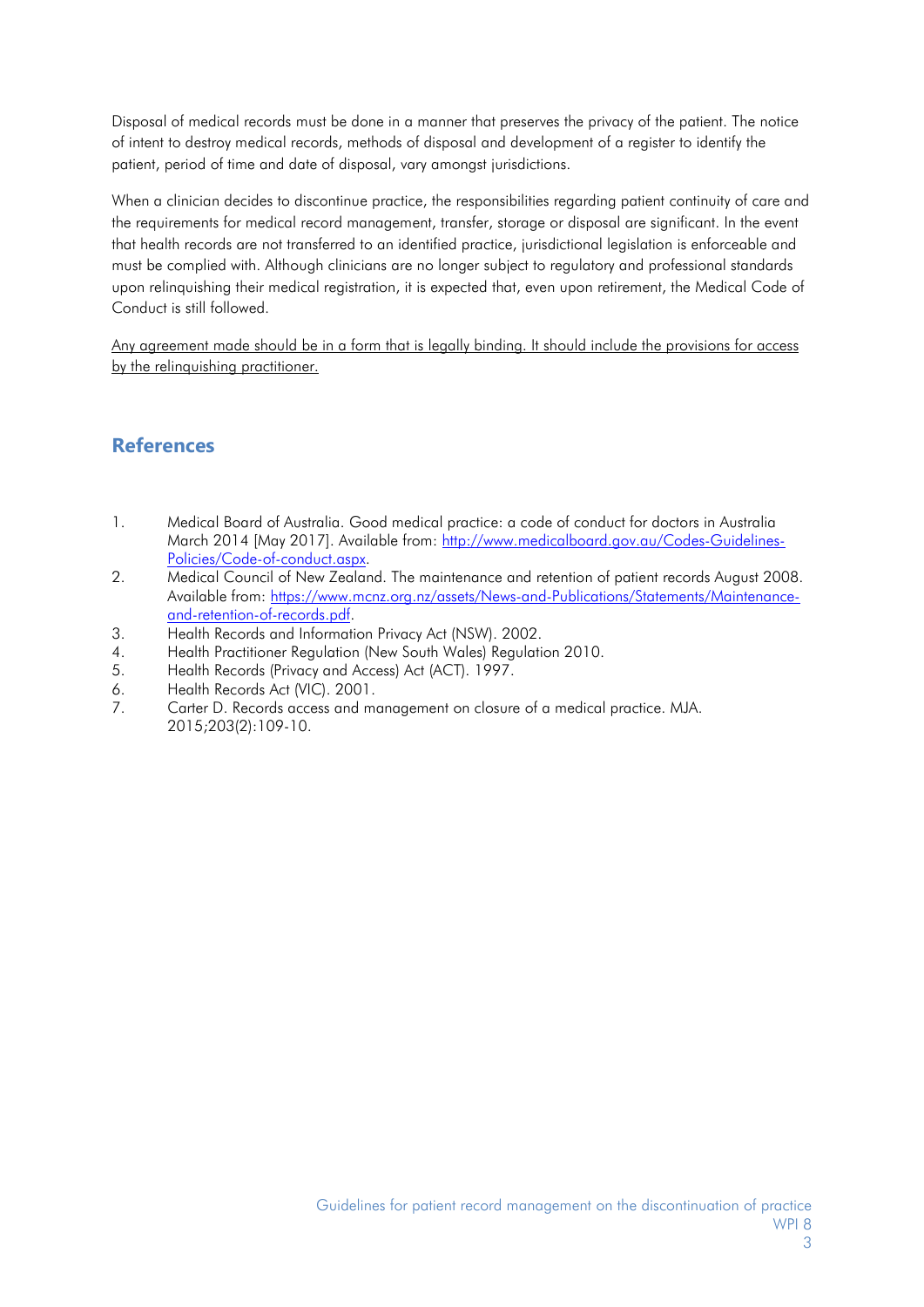Disposal of medical records must be done in a manner that preserves the privacy of the patient. The notice of intent to destroy medical records, methods of disposal and development of a register to identify the patient, period of time and date of disposal, vary amongst jurisdictions.

When a clinician decides to discontinue practice, the responsibilities regarding patient continuity of care and the requirements for medical record management, transfer, storage or disposal are significant. In the event that health records are not transferred to an identified practice, jurisdictional legislation is enforceable and must be complied with. Although clinicians are no longer subject to regulatory and professional standards upon relinquishing their medical registration, it is expected that, even upon retirement, the Medical Code of Conduct is still followed.

<u>Any agreement made should be in a form that is legally binding. It should include the provisions for access by the relinquishing practitioner.</u>

## References

1. Medical Board of Australia. Good medical practice: a code of conduct for doctors in Australia March 2014 [May 2017]. Available from: http://www.medicalboard.gov.au/Codes-Guidelines-Policies/Code-of-conduct.aspx.
2. Medical Council of New Zealand. The maintenance and retention of patient records August 2008. Available from: https://www.mcnz.org.nz/assets/News-and-Publications/Statements/Maintenance-and-retention-of-records.pdf.
3. Health Records and Information Privacy Act (NSW). 2002.
4. Health Practitioner Regulation (New South Wales) Regulation 2010.
5. Health Records (Privacy and Access) Act (ACT). 1997.
6. Health Records Act (VIC). 2001.
7. Carter D. Records access and management on closure of a medical practice. MJA. 2015;203(2):109-10.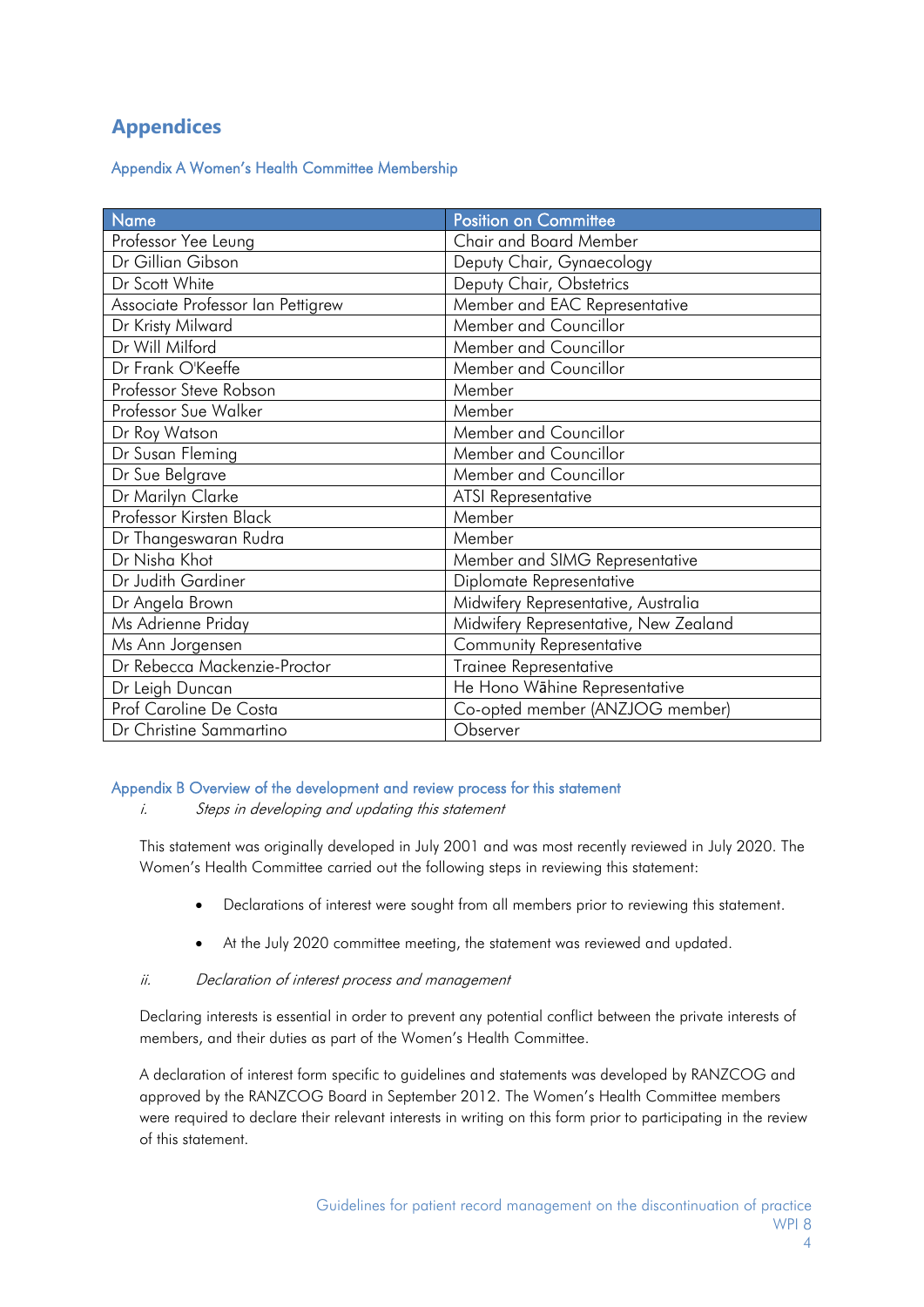# Appendices

## Appendix A Women's Health Committee Membership

| Name | Position on Committee |
| --- | --- |
| Professor Yee Leung | Chair and Board Member |
| Dr Gillian Gibson | Deputy Chair, Gynaecology |
| Dr Scott White | Deputy Chair, Obstetrics |
| Associate Professor Ian Pettigrew | Member and EAC Representative |
| Dr Kristy Milward | Member and Councillor |
| Dr Will Milford | Member and Councillor |
| Dr Frank O'Keeffe | Member and Councillor |
| Professor Steve Robson | Member |
| Professor Sue Walker | Member |
| Dr Roy Watson | Member and Councillor |
| Dr Susan Fleming | Member and Councillor |
| Dr Sue Belgrave | Member and Councillor |
| Dr Marilyn Clarke | ATSI Representative |
| Professor Kirsten Black | Member |
| Dr Thangeswaran Rudra | Member |
| Dr Nisha Khot | Member and SIMG Representative |
| Dr Judith Gardiner | Diplomate Representative |
| Dr Angela Brown | Midwifery Representative, Australia |
| Ms Adrienne Priday | Midwifery Representative, New Zealand |
| Ms Ann Jorgensen | Community Representative |
| Dr Rebecca Mackenzie-Proctor | Trainee Representative |
| Dr Leigh Duncan | He Hono Wāhine Representative |
| Prof Caroline De Costa | Co-opted member (ANZJOG member) |
| Dr Christine Sammartino | Observer |

## Appendix B Overview of the development and review process for this statement

i. *Steps in developing and updating this statement*

This statement was originally developed in July 2001 and was most recently reviewed in July 2020. The Women's Health Committee carried out the following steps in reviewing this statement:

- Declarations of interest were sought from all members prior to reviewing this statement.
- At the July 2020 committee meeting, the statement was reviewed and updated.

ii. *Declaration of interest process and management*

Declaring interests is essential in order to prevent any potential conflict between the private interests of members, and their duties as part of the Women's Health Committee.

A declaration of interest form specific to guidelines and statements was developed by RANZCOG and approved by the RANZCOG Board in September 2012. The Women's Health Committee members were required to declare their relevant interests in writing on this form prior to participating in the review of this statement.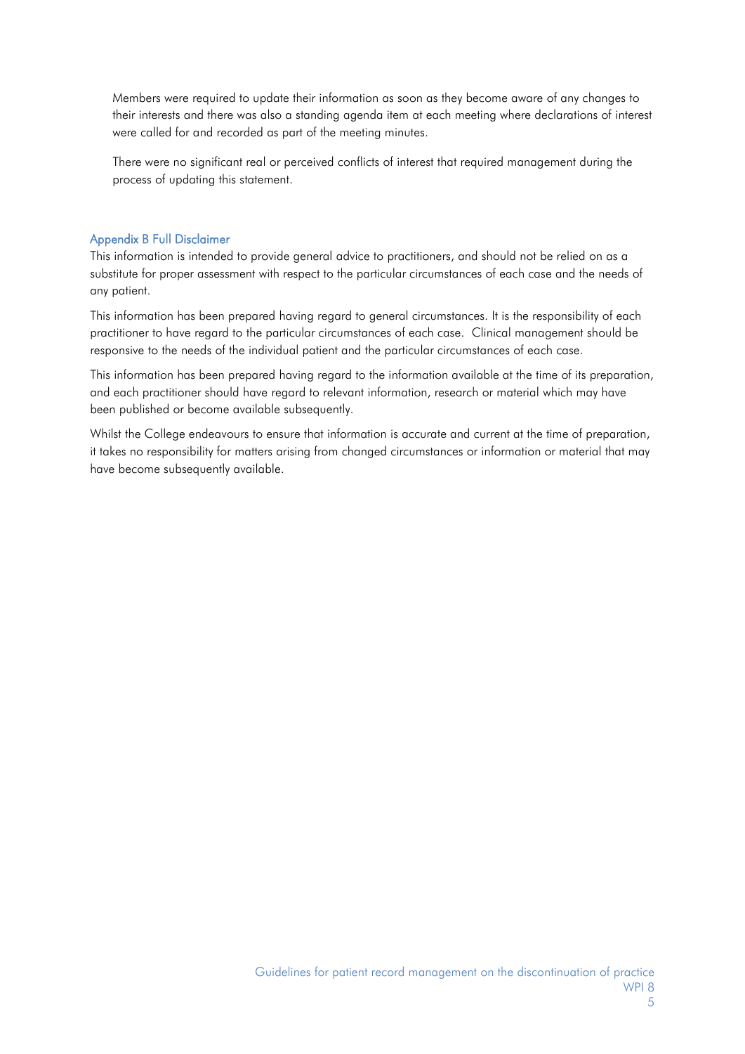Members were required to update their information as soon as they become aware of any changes to their interests and there was also a standing agenda item at each meeting where declarations of interest were called for and recorded as part of the meeting minutes.

There were no significant real or perceived conflicts of interest that required management during the process of updating this statement.

## Appendix B Full Disclaimer

This information is intended to provide general advice to practitioners, and should not be relied on as a substitute for proper assessment with respect to the particular circumstances of each case and the needs of any patient.

This information has been prepared having regard to general circumstances. It is the responsibility of each practitioner to have regard to the particular circumstances of each case. Clinical management should be responsive to the needs of the individual patient and the particular circumstances of each case.

This information has been prepared having regard to the information available at the time of its preparation, and each practitioner should have regard to relevant information, research or material which may have been published or become available subsequently.

Whilst the College endeavours to ensure that information is accurate and current at the time of preparation, it takes no responsibility for matters arising from changed circumstances or information or material that may have become subsequently available.